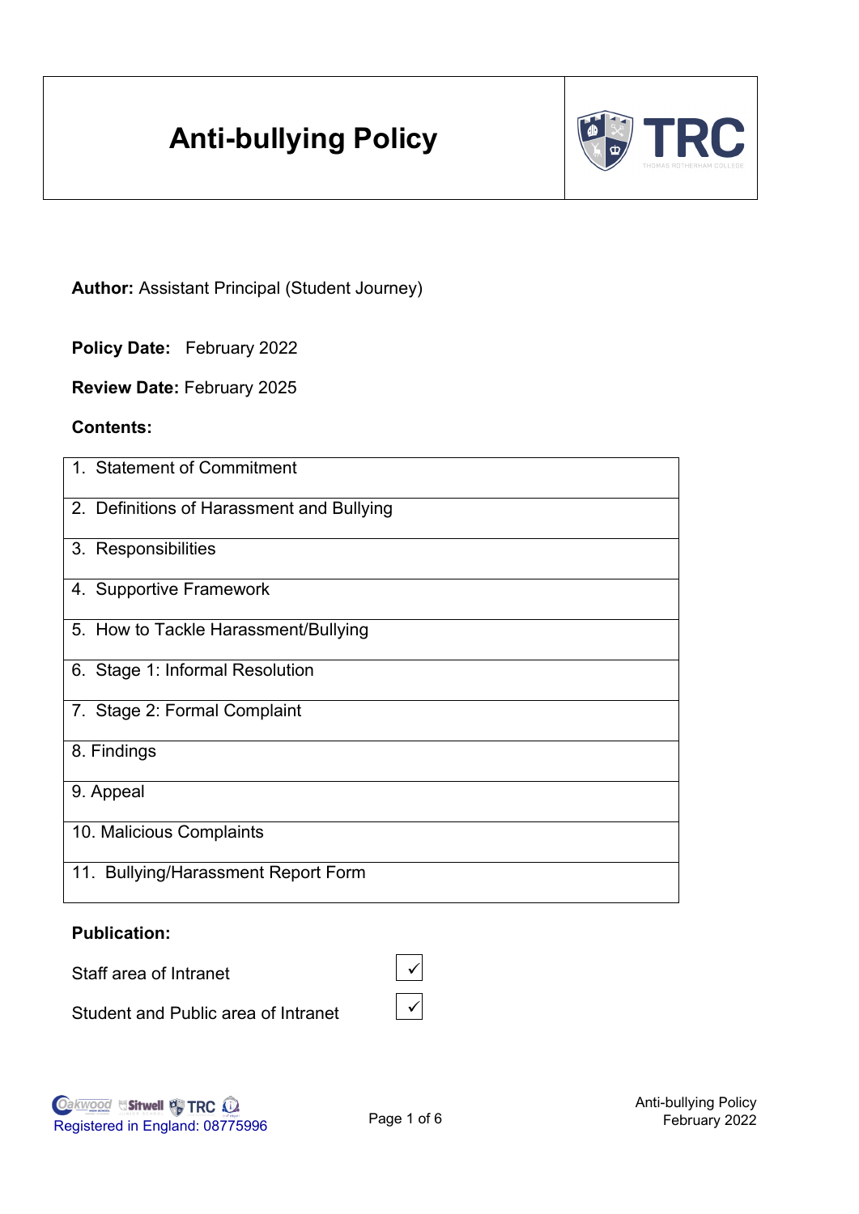# Anti-bullying Policy

**Author:** Assistant Principal (Student Journey)

**Policy Date:** February 2022

**Review Date:** February 2025

**Contents:**

| |
|---|
| 1. Statement of Commitment |
| 2. Definitions of Harassment and Bullying |
| 3. Responsibilities |
| 4. Supportive Framework |
| 5. How to Tackle Harassment/Bullying |
| 6. Stage 1: Informal Resolution |
| 7. Stage 2: Formal Complaint |
| 8. Findings |
| 9. Appeal |
| 10. Malicious Complaints |
| 11. Bullying/Harassment Report Form |

**Publication:**

| | |
|---|---|
| Staff area of Intranet | ✓ |
| Student and Public area of Intranet | ✓ |

Registered in England: 08775996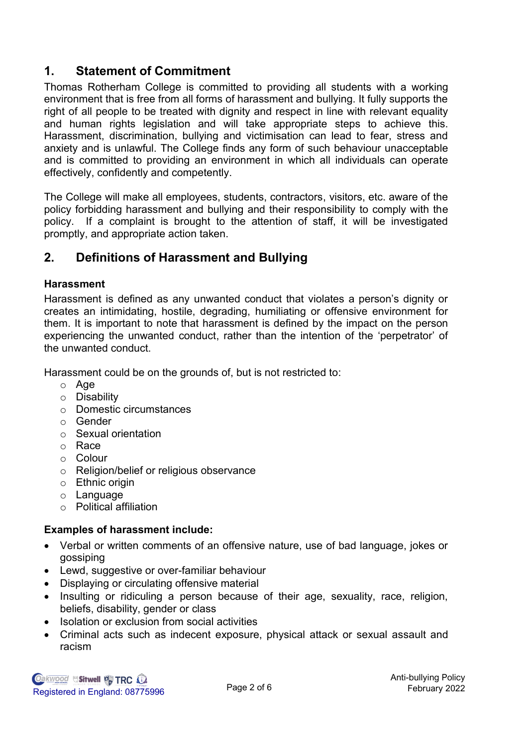## 1. Statement of Commitment

Thomas Rotherham College is committed to providing all students with a working environment that is free from all forms of harassment and bullying. It fully supports the right of all people to be treated with dignity and respect in line with relevant equality and human rights legislation and will take appropriate steps to achieve this. Harassment, discrimination, bullying and victimisation can lead to fear, stress and anxiety and is unlawful. The College finds any form of such behaviour unacceptable and is committed to providing an environment in which all individuals can operate effectively, confidently and competently.

The College will make all employees, students, contractors, visitors, etc. aware of the policy forbidding harassment and bullying and their responsibility to comply with the policy. If a complaint is brought to the attention of staff, it will be investigated promptly, and appropriate action taken.

## 2. Definitions of Harassment and Bullying

**Harassment**

Harassment is defined as any unwanted conduct that violates a person's dignity or creates an intimidating, hostile, degrading, humiliating or offensive environment for them. It is important to note that harassment is defined by the impact on the person experiencing the unwanted conduct, rather than the intention of the 'perpetrator' of the unwanted conduct.

Harassment could be on the grounds of, but is not restricted to:

- Age
- Disability
- Domestic circumstances
- Gender
- Sexual orientation
- Race
- Colour
- Religion/belief or religious observance
- Ethnic origin
- Language
- Political affiliation

**Examples of harassment include:**

- Verbal or written comments of an offensive nature, use of bad language, jokes or gossiping
- Lewd, suggestive or over-familiar behaviour
- Displaying or circulating offensive material
- Insulting or ridiculing a person because of their age, sexuality, race, religion, beliefs, disability, gender or class
- Isolation or exclusion from social activities
- Criminal acts such as indecent exposure, physical attack or sexual assault and racism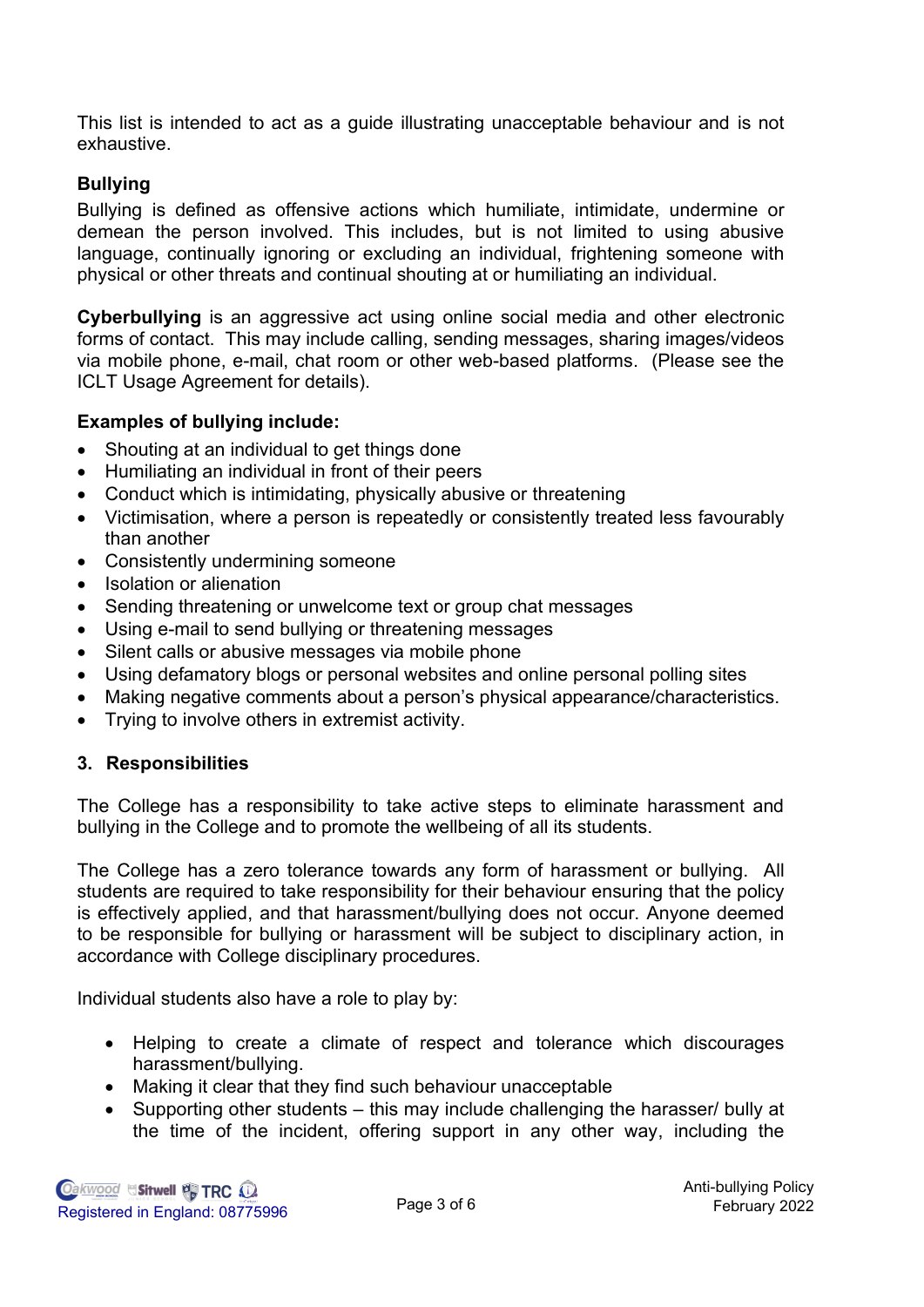This list is intended to act as a guide illustrating unacceptable behaviour and is not exhaustive.

**Bullying**

Bullying is defined as offensive actions which humiliate, intimidate, undermine or demean the person involved. This includes, but is not limited to using abusive language, continually ignoring or excluding an individual, frightening someone with physical or other threats and continual shouting at or humiliating an individual.

**Cyberbullying** is an aggressive act using online social media and other electronic forms of contact. This may include calling, sending messages, sharing images/videos via mobile phone, e-mail, chat room or other web-based platforms. (Please see the ICLT Usage Agreement for details).

**Examples of bullying include:**

- Shouting at an individual to get things done
- Humiliating an individual in front of their peers
- Conduct which is intimidating, physically abusive or threatening
- Victimisation, where a person is repeatedly or consistently treated less favourably than another
- Consistently undermining someone
- Isolation or alienation
- Sending threatening or unwelcome text or group chat messages
- Using e-mail to send bullying or threatening messages
- Silent calls or abusive messages via mobile phone
- Using defamatory blogs or personal websites and online personal polling sites
- Making negative comments about a person's physical appearance/characteristics.
- Trying to involve others in extremist activity.

## 3. Responsibilities

The College has a responsibility to take active steps to eliminate harassment and bullying in the College and to promote the wellbeing of all its students.

The College has a zero tolerance towards any form of harassment or bullying. All students are required to take responsibility for their behaviour ensuring that the policy is effectively applied, and that harassment/bullying does not occur. Anyone deemed to be responsible for bullying or harassment will be subject to disciplinary action, in accordance with College disciplinary procedures.

Individual students also have a role to play by:

- Helping to create a climate of respect and tolerance which discourages harassment/bullying.
- Making it clear that they find such behaviour unacceptable
- Supporting other students – this may include challenging the harasser/ bully at the time of the incident, offering support in any other way, including the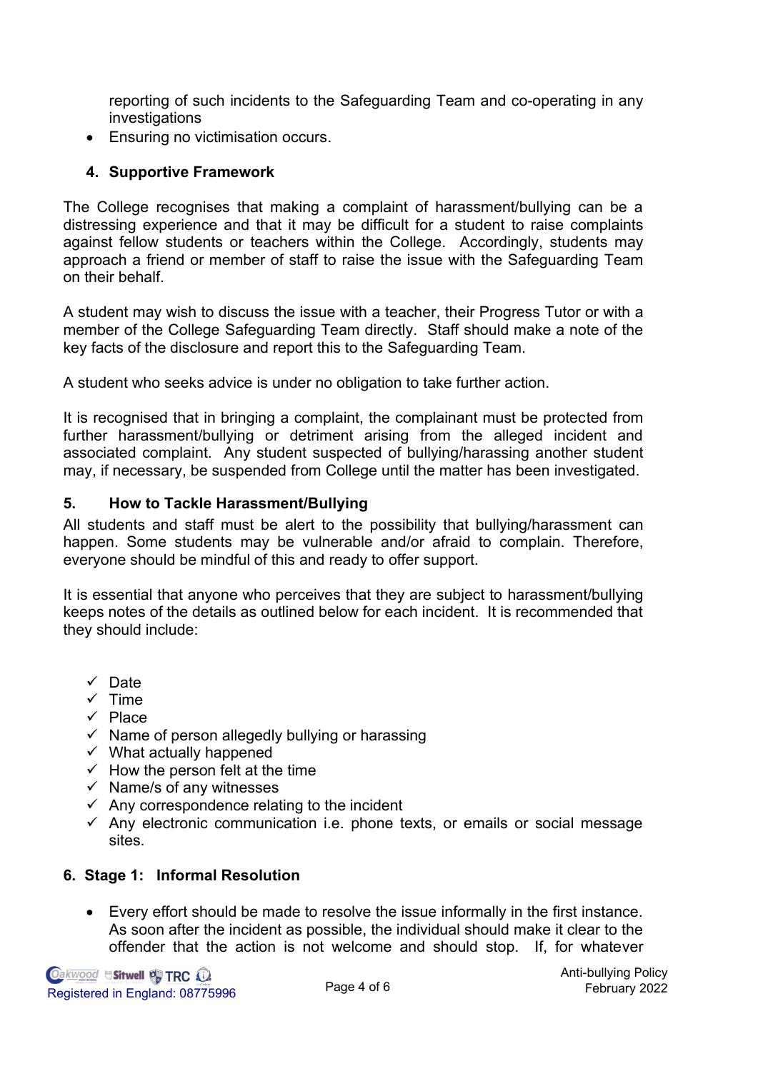reporting of such incidents to the Safeguarding Team and co-operating in any investigations

- Ensuring no victimisation occurs.

## 4. Supportive Framework

The College recognises that making a complaint of harassment/bullying can be a distressing experience and that it may be difficult for a student to raise complaints against fellow students or teachers within the College. Accordingly, students may approach a friend or member of staff to raise the issue with the Safeguarding Team on their behalf.

A student may wish to discuss the issue with a teacher, their Progress Tutor or with a member of the College Safeguarding Team directly. Staff should make a note of the key facts of the disclosure and report this to the Safeguarding Team.

A student who seeks advice is under no obligation to take further action.

It is recognised that in bringing a complaint, the complainant must be protected from further harassment/bullying or detriment arising from the alleged incident and associated complaint. Any student suspected of bullying/harassing another student may, if necessary, be suspended from College until the matter has been investigated.

## 5. How to Tackle Harassment/Bullying

All students and staff must be alert to the possibility that bullying/harassment can happen. Some students may be vulnerable and/or afraid to complain. Therefore, everyone should be mindful of this and ready to offer support.

It is essential that anyone who perceives that they are subject to harassment/bullying keeps notes of the details as outlined below for each incident. It is recommended that they should include:

- ✓ Date
- ✓ Time
- ✓ Place
- ✓ Name of person allegedly bullying or harassing
- ✓ What actually happened
- ✓ How the person felt at the time
- ✓ Name/s of any witnesses
- ✓ Any correspondence relating to the incident
- ✓ Any electronic communication i.e. phone texts, or emails or social message sites.

## 6. Stage 1: Informal Resolution

- Every effort should be made to resolve the issue informally in the first instance. As soon after the incident as possible, the individual should make it clear to the offender that the action is not welcome and should stop. If, for whatever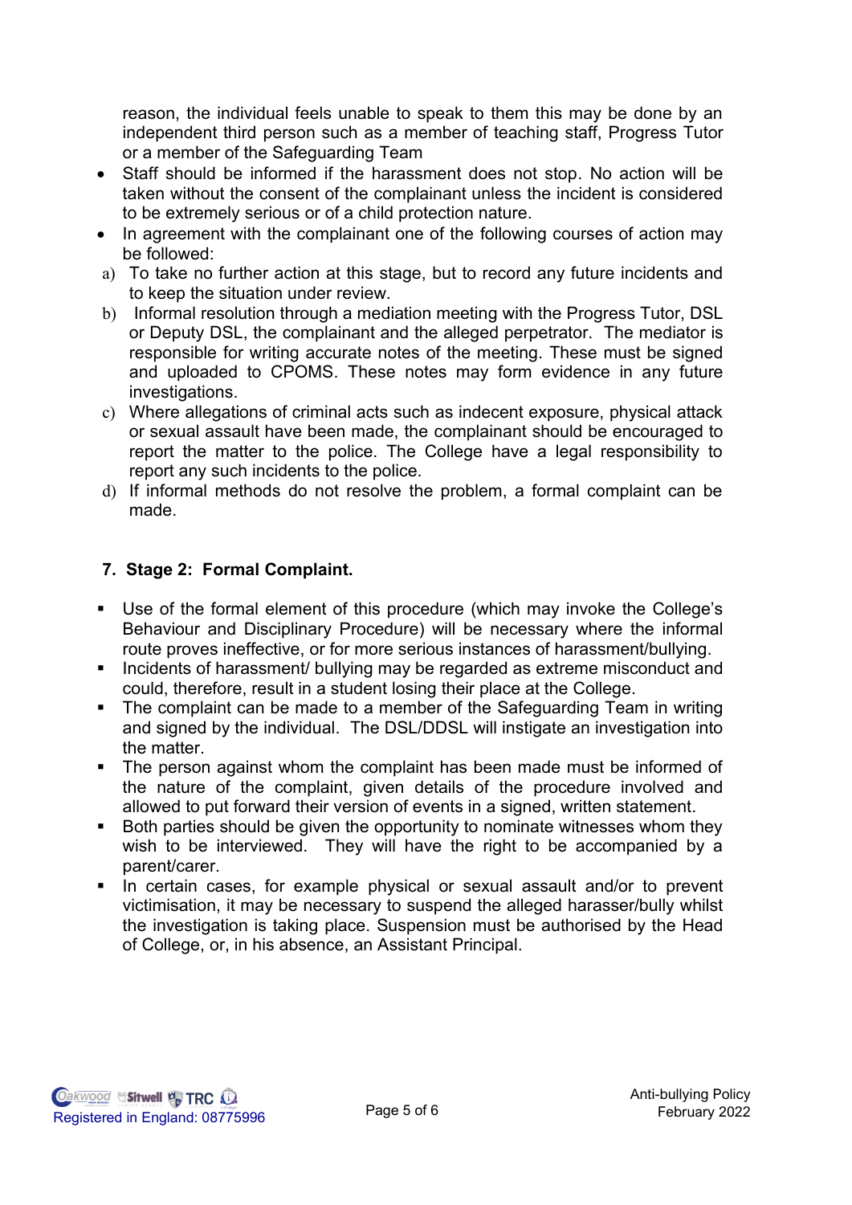reason, the individual feels unable to speak to them this may be done by an independent third person such as a member of teaching staff, Progress Tutor or a member of the Safeguarding Team

- Staff should be informed if the harassment does not stop. No action will be taken without the consent of the complainant unless the incident is considered to be extremely serious or of a child protection nature.
- In agreement with the complainant one of the following courses of action may be followed:

a) To take no further action at this stage, but to record any future incidents and to keep the situation under review.

b) Informal resolution through a mediation meeting with the Progress Tutor, DSL or Deputy DSL, the complainant and the alleged perpetrator. The mediator is responsible for writing accurate notes of the meeting. These must be signed and uploaded to CPOMS. These notes may form evidence in any future investigations.

c) Where allegations of criminal acts such as indecent exposure, physical attack or sexual assault have been made, the complainant should be encouraged to report the matter to the police. The College have a legal responsibility to report any such incidents to the police.

d) If informal methods do not resolve the problem, a formal complaint can be made.

## 7. Stage 2: Formal Complaint.

- Use of the formal element of this procedure (which may invoke the College's Behaviour and Disciplinary Procedure) will be necessary where the informal route proves ineffective, or for more serious instances of harassment/bullying.
- Incidents of harassment/ bullying may be regarded as extreme misconduct and could, therefore, result in a student losing their place at the College.
- The complaint can be made to a member of the Safeguarding Team in writing and signed by the individual. The DSL/DDSL will instigate an investigation into the matter.
- The person against whom the complaint has been made must be informed of the nature of the complaint, given details of the procedure involved and allowed to put forward their version of events in a signed, written statement.
- Both parties should be given the opportunity to nominate witnesses whom they wish to be interviewed. They will have the right to be accompanied by a parent/carer.
- In certain cases, for example physical or sexual assault and/or to prevent victimisation, it may be necessary to suspend the alleged harasser/bully whilst the investigation is taking place. Suspension must be authorised by the Head of College, or, in his absence, an Assistant Principal.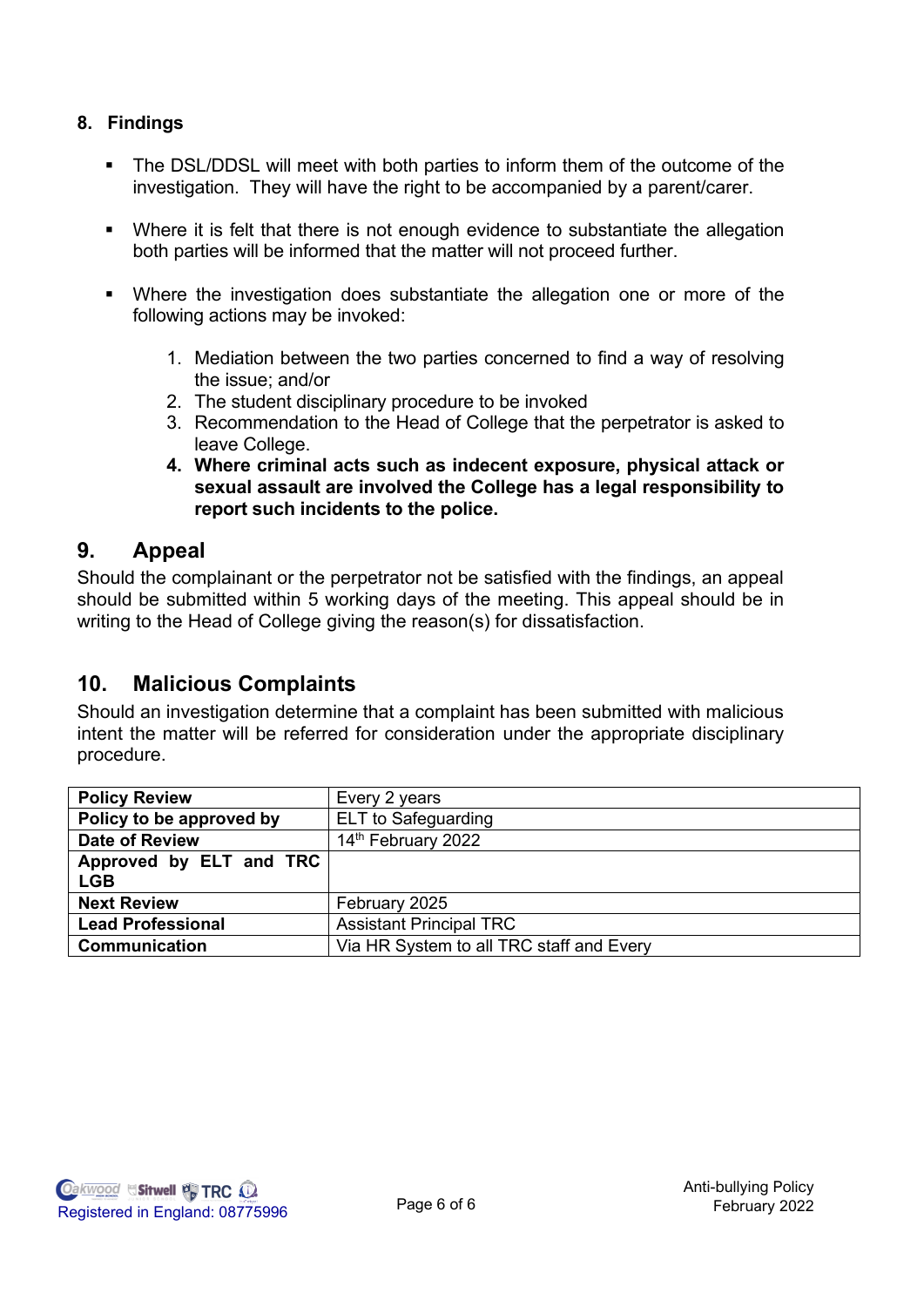## 8. Findings

- The DSL/DDSL will meet with both parties to inform them of the outcome of the investigation. They will have the right to be accompanied by a parent/carer.
- Where it is felt that there is not enough evidence to substantiate the allegation both parties will be informed that the matter will not proceed further.
- Where the investigation does substantiate the allegation one or more of the following actions may be invoked:

  1. Mediation between the two parties concerned to find a way of resolving the issue; and/or
  2. The student disciplinary procedure to be invoked
  3. Recommendation to the Head of College that the perpetrator is asked to leave College.
  4. **Where criminal acts such as indecent exposure, physical attack or sexual assault are involved the College has a legal responsibility to report such incidents to the police.**

## 9. Appeal

Should the complainant or the perpetrator not be satisfied with the findings, an appeal should be submitted within 5 working days of the meeting. This appeal should be in writing to the Head of College giving the reason(s) for dissatisfaction.

## 10. Malicious Complaints

Should an investigation determine that a complaint has been submitted with malicious intent the matter will be referred for consideration under the appropriate disciplinary procedure.

| | |
|---|---|
| **Policy Review** | Every 2 years |
| **Policy to be approved by** | ELT to Safeguarding |
| **Date of Review** | 14th February 2022 |
| **Approved by ELT and TRC LGB** | |
| **Next Review** | February 2025 |
| **Lead Professional** | Assistant Principal TRC |
| **Communication** | Via HR System to all TRC staff and Every |

Registered in England: 08775996